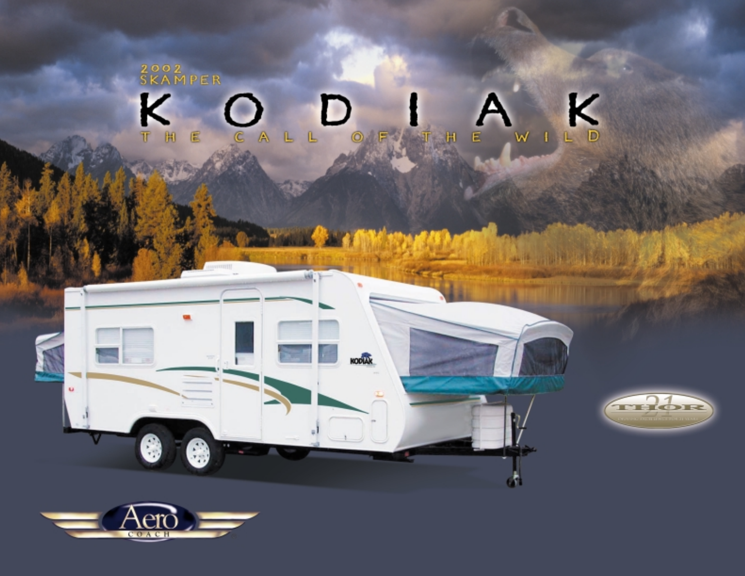2002
SKAMPER

# KODIAK

THE CALL OF THE WILD

THOR 21

Aero COACH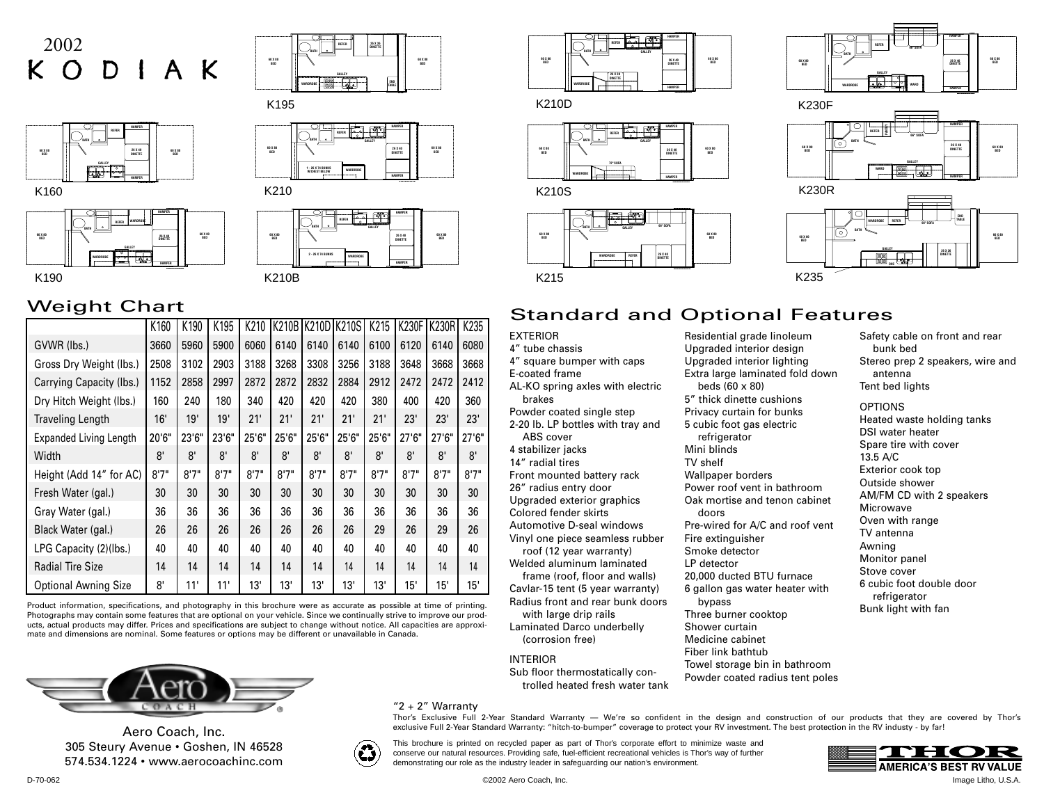2002

# KODIAK

K195

K210D

K230F

K160

K210

K210S

K230R

K190

K210B

K215

K235

## Weight Chart

| | K160 | K190 | K195 | K210 | K210B | K210D | K210S | K215 | K230F | K230R | K235 |
|---|---|---|---|---|---|---|---|---|---|---|---|
| GVWR (lbs.) | 3660 | 5960 | 5900 | 6060 | 6140 | 6140 | 6140 | 6100 | 6120 | 6140 | 6080 |
| Gross Dry Weight (lbs.) | 2508 | 3102 | 2903 | 3188 | 3268 | 3308 | 3256 | 3188 | 3648 | 3668 | 3668 |
| Carrying Capacity (lbs.) | 1152 | 2858 | 2997 | 2872 | 2872 | 2832 | 2884 | 2912 | 2472 | 2472 | 2412 |
| Dry Hitch Weight (lbs.) | 160 | 240 | 180 | 340 | 420 | 420 | 420 | 380 | 400 | 420 | 360 |
| Traveling Length | 16' | 19' | 19' | 21' | 21' | 21' | 21' | 21' | 23' | 23' | 23' |
| Expanded Living Length | 20'6" | 23'6" | 23'6" | 25'6" | 25'6" | 25'6" | 25'6" | 25'6" | 27'6" | 27'6" | 27'6" |
| Width | 8' | 8' | 8' | 8' | 8' | 8' | 8' | 8' | 8' | 8' | 8' |
| Height (Add 14" for AC) | 8'7" | 8'7" | 8'7" | 8'7" | 8'7" | 8'7" | 8'7" | 8'7" | 8'7" | 8'7" | 8'7" |
| Fresh Water (gal.) | 30 | 30 | 30 | 30 | 30 | 30 | 30 | 30 | 30 | 30 | 30 |
| Gray Water (gal.) | 36 | 36 | 36 | 36 | 36 | 36 | 36 | 36 | 36 | 36 | 36 |
| Black Water (gal.) | 26 | 26 | 26 | 26 | 26 | 26 | 26 | 29 | 26 | 29 | 26 |
| LPG Capacity (2)(lbs.) | 40 | 40 | 40 | 40 | 40 | 40 | 40 | 40 | 40 | 40 | 40 |
| Radial Tire Size | 14 | 14 | 14 | 14 | 14 | 14 | 14 | 14 | 14 | 14 | 14 |
| Optional Awning Size | 8' | 11' | 11' | 13' | 13' | 13' | 13' | 13' | 15' | 15' | 15' |

Product information, specifications, and photography in this brochure were as accurate as possible at time of printing. Photographs may contain some features that are optional on your vehicle. Since we continually strive to improve our products, actual products may differ. Prices and specifications are subject to change without notice. All capacities are approximate and dimensions are nominal. Some features or options may be different or unavailable in Canada.

## Standard and Optional Features

EXTERIOR
- 4" tube chassis
- 4" square bumper with caps
- E-coated frame
- AL-KO spring axles with electric brakes
- Powder coated single step
- 2-20 lb. LP bottles with tray and ABS cover
- 4 stabilizer jacks
- 14" radial tires
- Front mounted battery rack
- 26" radius entry door
- Upgraded exterior graphics
- Colored fender skirts
- Automotive D-seal windows
- Vinyl one piece seamless rubber roof (12 year warranty)
- Welded aluminum laminated frame (roof, floor and walls)
- Cavlar-15 tent (5 year warranty)
- Radius front and rear bunk doors with large drip rails
- Laminated Darco underbelly (corrosion free)

INTERIOR
- Sub floor thermostatically controlled heated fresh water tank
- Residential grade linoleum
- Upgraded interior design
- Upgraded interior lighting
- Extra large laminated fold down beds (60 x 80)
- 5" thick dinette cushions
- Privacy curtain for bunks
- 5 cubic foot gas electric refrigerator
- Mini blinds
- TV shelf
- Wallpaper borders
- Power roof vent in bathroom
- Oak mortise and tenon cabinet doors
- Pre-wired for A/C and roof vent
- Fire extinguisher
- Smoke detector
- LP detector
- 20,000 ducted BTU furnace
- 6 gallon gas water heater with bypass
- Three burner cooktop
- Shower curtain
- Medicine cabinet
- Fiber link bathtub
- Towel storage bin in bathroom
- Powder coated radius tent poles
- Safety cable on front and rear bunk bed
- Stereo prep 2 speakers, wire and antenna
- Tent bed lights

OPTIONS
- Heated waste holding tanks
- DSI water heater
- Spare tire with cover
- 13.5 A/C
- Exterior cook top
- Outside shower
- AM/FM CD with 2 speakers
- Microwave
- Oven with range
- TV antenna
- Awning
- Monitor panel
- Stove cover
- 6 cubic foot double door refrigerator
- Bunk light with fan

Aero Coach, Inc.
305 Steury Avenue • Goshen, IN 46528
574.534.1224 • www.aerocoachinc.com

"2 + 2" Warranty

Thor's Exclusive Full 2-Year Standard Warranty — We're so confident in the design and construction of our products that they are covered by Thor's exclusive Full 2-Year Standard Warranty: "hitch-to-bumper" coverage to protect your RV investment. The best protection in the RV industry - by far!

This brochure is printed on recycled paper as part of Thor's corporate effort to minimize waste and conserve our natural resources. Providing safe, fuel-efficient recreational vehicles is Thor's way of further demonstrating our role as the industry leader in safeguarding our nation's environment.

THOR AMERICA'S BEST RV VALUE

D-70-062 ©2002 Aero Coach, Inc. Image Litho, U.S.A.